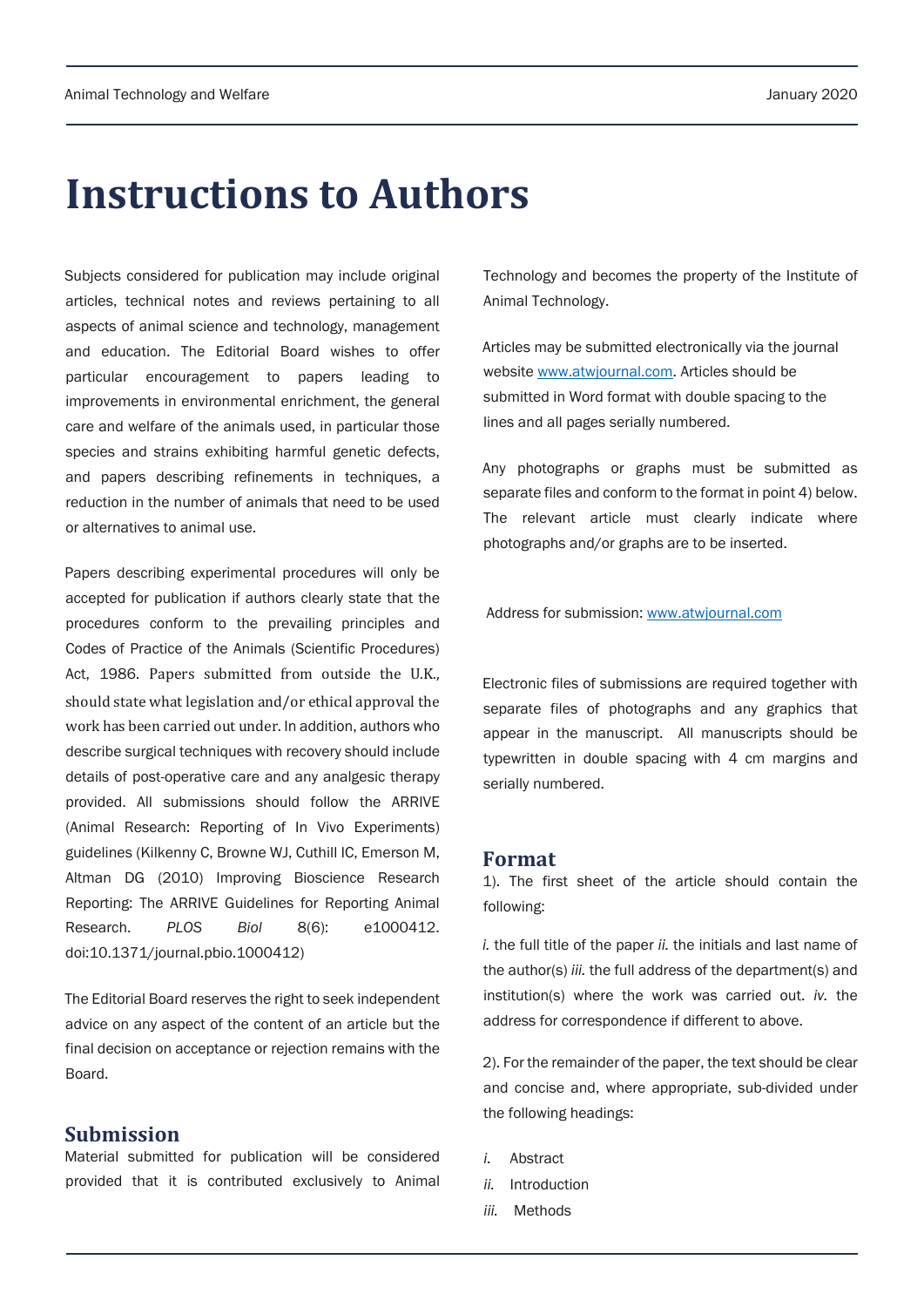# Instructions to Authors

Subjects considered for publication may include original articles, technical notes and reviews pertaining to all aspects of animal science and technology, management and education. The Editorial Board wishes to offer particular encouragement to papers leading to improvements in environmental enrichment, the general care and welfare of the animals used, in particular those species and strains exhibiting harmful genetic defects, and papers describing refinements in techniques, a reduction in the number of animals that need to be used or alternatives to animal use.

Papers describing experimental procedures will only be accepted for publication if authors clearly state that the procedures conform to the prevailing principles and Codes of Practice of the Animals (Scientific Procedures) Act, 1986. Papers submitted from outside the U.K., should state what legislation and/or ethical approval the work has been carried out under. In addition, authors who describe surgical techniques with recovery should include details of post-operative care and any analgesic therapy provided. All submissions should follow the ARRIVE (Animal Research: Reporting of In Vivo Experiments) guidelines (Kilkenny C, Browne WJ, Cuthill IC, Emerson M, Altman DG (2010) Improving Bioscience Research Reporting: The ARRIVE Guidelines for Reporting Animal Research. *PLOS Biol* 8(6): e1000412. doi:10.1371/journal.pbio.1000412)

The Editorial Board reserves the right to seek independent advice on any aspect of the content of an article but the final decision on acceptance or rejection remains with the Board.

## Submission

Material submitted for publication will be considered provided that it is contributed exclusively to Animal Technology and becomes the property of the Institute of Animal Technology.

Articles may be submitted electronically via the journal website www.atwjournal.com. Articles should be submitted in Word format with double spacing to the lines and all pages serially numbered.

Any photographs or graphs must be submitted as separate files and conform to the format in point 4) below. The relevant article must clearly indicate where photographs and/or graphs are to be inserted.

Address for submission: www.atwjournal.com

Electronic files of submissions are required together with separate files of photographs and any graphics that appear in the manuscript. All manuscripts should be typewritten in double spacing with 4 cm margins and serially numbered.

## Format

1). The first sheet of the article should contain the following:

*i.* the full title of the paper *ii.* the initials and last name of the author(s) *iii.* the full address of the department(s) and institution(s) where the work was carried out. *iv.* the address for correspondence if different to above.

2). For the remainder of the paper, the text should be clear and concise and, where appropriate, sub-divided under the following headings:

*i.* Abstract
*ii.* Introduction
*iii.* Methods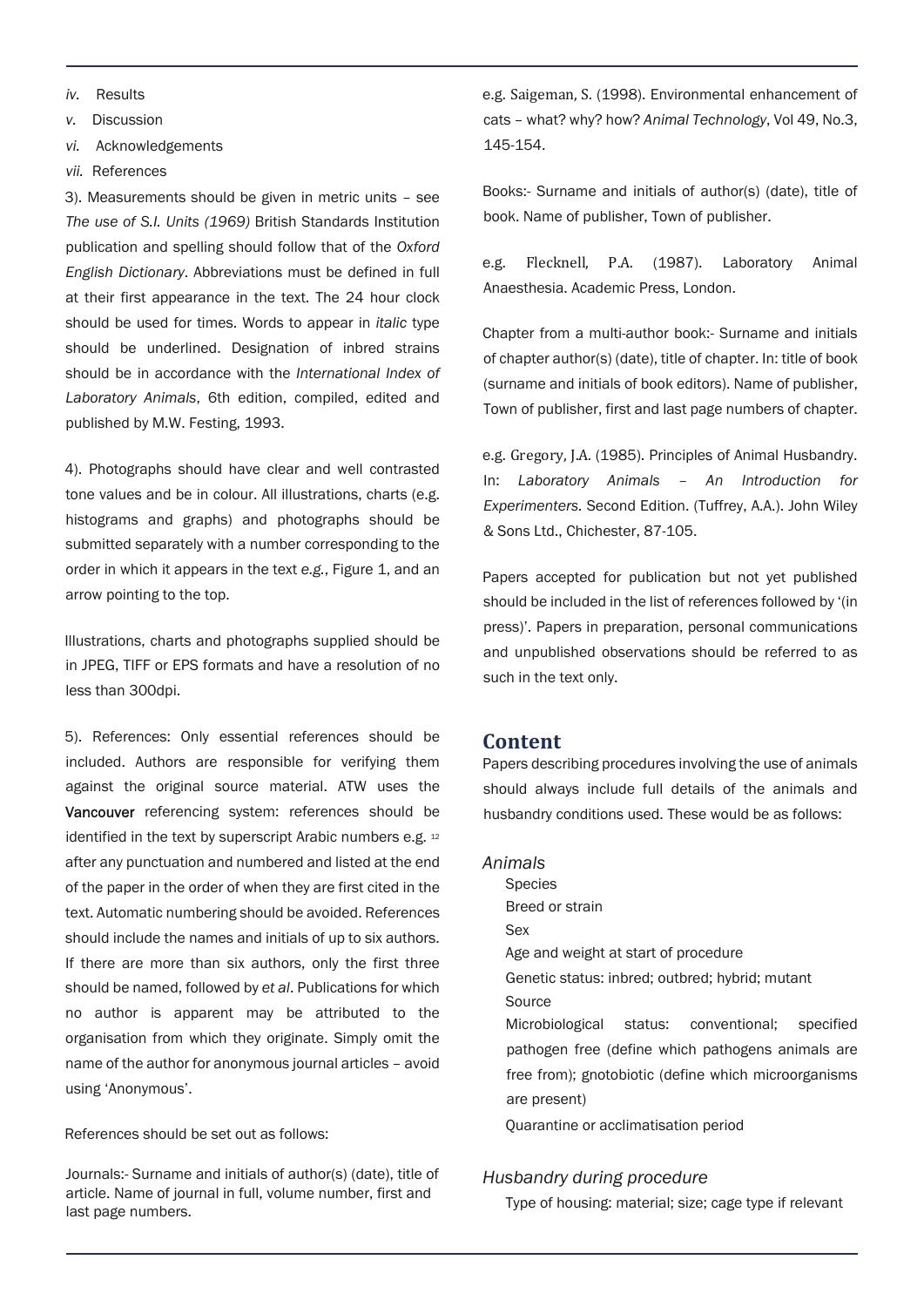*iv.* Results

*v.* Discussion

*vi.* Acknowledgements

*vii.* References

3). Measurements should be given in metric units – see *The use of S.I. Units (1969)* British Standards Institution publication and spelling should follow that of the *Oxford English Dictionary*. Abbreviations must be defined in full at their first appearance in the text. The 24 hour clock should be used for times. Words to appear in *italic* type should be underlined. Designation of inbred strains should be in accordance with the *International Index of Laboratory Animals*, 6th edition, compiled, edited and published by M.W. Festing, 1993.

4). Photographs should have clear and well contrasted tone values and be in colour. All illustrations, charts (e.g. histograms and graphs) and photographs should be submitted separately with a number corresponding to the order in which it appears in the text *e.g.*, Figure 1, and an arrow pointing to the top.

Illustrations, charts and photographs supplied should be in JPEG, TIFF or EPS formats and have a resolution of no less than 300dpi.

5). References: Only essential references should be included. Authors are responsible for verifying them against the original source material. ATW uses the Vancouver referencing system: references should be identified in the text by superscript Arabic numbers e.g. [12] after any punctuation and numbered and listed at the end of the paper in the order of when they are first cited in the text. Automatic numbering should be avoided. References should include the names and initials of up to six authors. If there are more than six authors, only the first three should be named, followed by *et al*. Publications for which no author is apparent may be attributed to the organisation from which they originate. Simply omit the name of the author for anonymous journal articles – avoid using 'Anonymous'.

References should be set out as follows:

Journals:- Surname and initials of author(s) (date), title of article. Name of journal in full, volume number, first and last page numbers.

e.g. Saigeman, S. (1998). Environmental enhancement of cats – what? why? how? *Animal Technology*, Vol 49, No.3, 145-154.

Books:- Surname and initials of author(s) (date), title of book. Name of publisher, Town of publisher.

e.g. Flecknell, P.A. (1987). Laboratory Animal Anaesthesia. Academic Press, London.

Chapter from a multi-author book:- Surname and initials of chapter author(s) (date), title of chapter. In: title of book (surname and initials of book editors). Name of publisher, Town of publisher, first and last page numbers of chapter.

e.g. Gregory, J.A. (1985). Principles of Animal Husbandry. In: *Laboratory Animals – An Introduction for Experimenters*. Second Edition. (Tuffrey, A.A.). John Wiley & Sons Ltd., Chichester, 87-105.

Papers accepted for publication but not yet published should be included in the list of references followed by '(in press)'. Papers in preparation, personal communications and unpublished observations should be referred to as such in the text only.

## Content

Papers describing procedures involving the use of animals should always include full details of the animals and husbandry conditions used. These would be as follows:

### *Animals*

- Species
- Breed or strain
- Sex
- Age and weight at start of procedure
- Genetic status: inbred; outbred; hybrid; mutant
- Source
- Microbiological status: conventional; specified pathogen free (define which pathogens animals are free from); gnotobiotic (define which microorganisms are present)
- Quarantine or acclimatisation period

### *Husbandry during procedure*

- Type of housing: material; size; cage type if relevant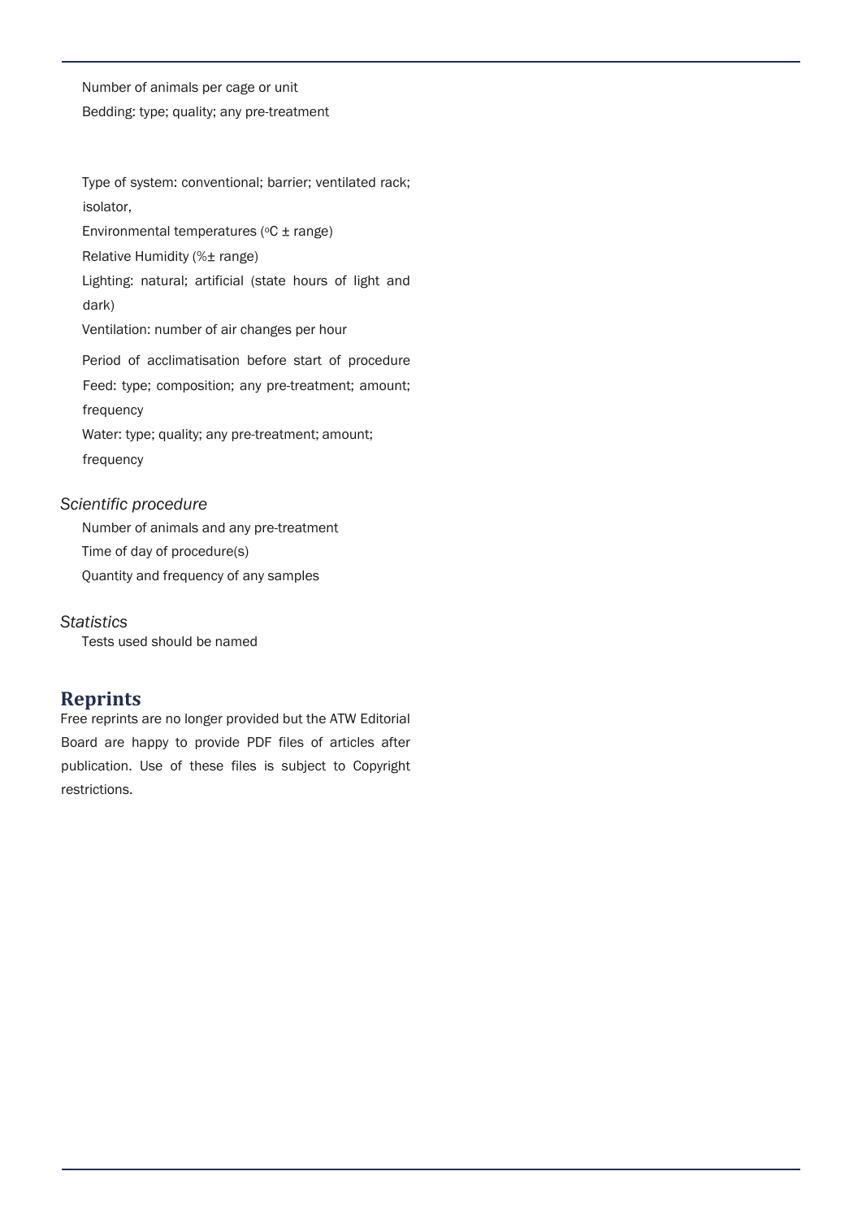Number of animals per cage or unit

Bedding: type; quality; any pre-treatment

Type of system: conventional; barrier; ventilated rack; isolator,

Environmental temperatures (ºC ± range)

Relative Humidity (%± range)

Lighting: natural; artificial (state hours of light and dark)

Ventilation: number of air changes per hour

Period of acclimatisation before start of procedure

Feed: type; composition; any pre-treatment; amount; frequency

Water: type; quality; any pre-treatment; amount; frequency

*Scientific procedure*

Number of animals and any pre-treatment

Time of day of procedure(s)

Quantity and frequency of any samples

*Statistics*

Tests used should be named

## Reprints

Free reprints are no longer provided but the ATW Editorial Board are happy to provide PDF files of articles after publication. Use of these files is subject to Copyright restrictions.